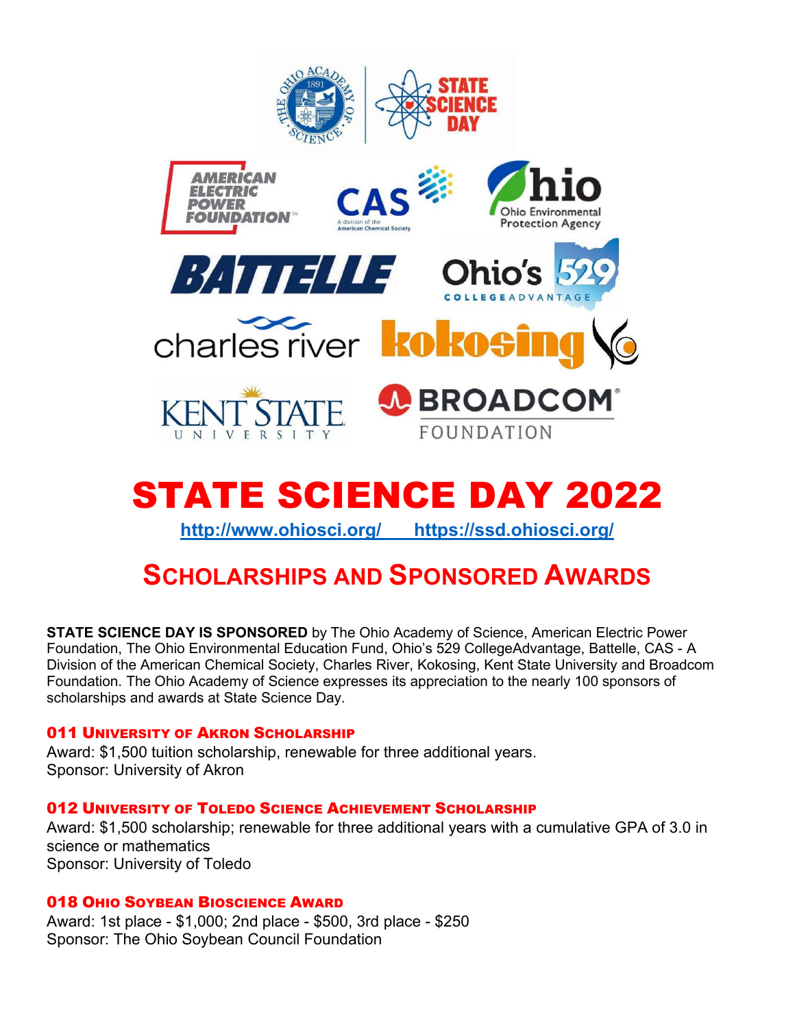# STATE SCIENCE DAY 2022

http://www.ohiosci.org/    https://ssd.ohiosci.org/

## SCHOLARSHIPS AND SPONSORED AWARDS

**STATE SCIENCE DAY IS SPONSORED** by The Ohio Academy of Science, American Electric Power Foundation, The Ohio Environmental Education Fund, Ohio's 529 CollegeAdvantage, Battelle, CAS - A Division of the American Chemical Society, Charles River, Kokosing, Kent State University and Broadcom Foundation. The Ohio Academy of Science expresses its appreciation to the nearly 100 sponsors of scholarships and awards at State Science Day.

### 011 University of Akron Scholarship

Award: $1,500 tuition scholarship, renewable for three additional years.
Sponsor: University of Akron

### 012 University of Toledo Science Achievement Scholarship

Award: $1,500 scholarship; renewable for three additional years with a cumulative GPA of 3.0 in science or mathematics
Sponsor: University of Toledo

### 018 Ohio Soybean Bioscience Award

Award: 1st place - $1,000; 2nd place - $500, 3rd place - $250
Sponsor: The Ohio Soybean Council Foundation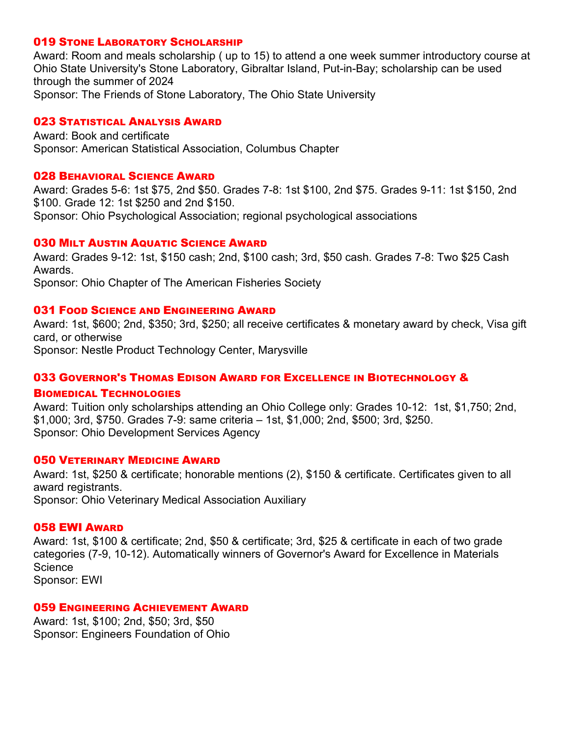### 019 Stone Laboratory Scholarship

Award: Room and meals scholarship ( up to 15) to attend a one week summer introductory course at Ohio State University's Stone Laboratory, Gibraltar Island, Put-in-Bay; scholarship can be used through the summer of 2024
Sponsor: The Friends of Stone Laboratory, The Ohio State University

### 023 Statistical Analysis Award

Award: Book and certificate
Sponsor: American Statistical Association, Columbus Chapter

### 028 Behavioral Science Award

Award: Grades 5-6: 1st $75, 2nd $50. Grades 7-8: 1st $100, 2nd $75. Grades 9-11: 1st $150, 2nd $100. Grade 12: 1st $250 and 2nd $150.
Sponsor: Ohio Psychological Association; regional psychological associations

### 030 Milt Austin Aquatic Science Award

Award: Grades 9-12: 1st, $150 cash; 2nd, $100 cash; 3rd, $50 cash. Grades 7-8: Two $25 Cash Awards.
Sponsor: Ohio Chapter of The American Fisheries Society

### 031 Food Science and Engineering Award

Award: 1st, $600; 2nd, $350; 3rd, $250; all receive certificates & monetary award by check, Visa gift card, or otherwise
Sponsor: Nestle Product Technology Center, Marysville

### 033 Governor's Thomas Edison Award for Excellence in Biotechnology & Biomedical Technologies

Award: Tuition only scholarships attending an Ohio College only: Grades 10-12: 1st, $1,750; 2nd, $1,000; 3rd, $750. Grades 7-9: same criteria – 1st, $1,000; 2nd, $500; 3rd, $250.
Sponsor: Ohio Development Services Agency

### 050 Veterinary Medicine Award

Award: 1st, $250 & certificate; honorable mentions (2), $150 & certificate. Certificates given to all award registrants.
Sponsor: Ohio Veterinary Medical Association Auxiliary

### 058 EWI Award

Award: 1st, $100 & certificate; 2nd, $50 & certificate; 3rd, $25 & certificate in each of two grade categories (7-9, 10-12). Automatically winners of Governor's Award for Excellence in Materials Science
Sponsor: EWI

### 059 Engineering Achievement Award

Award: 1st, $100; 2nd, $50; 3rd, $50
Sponsor: Engineers Foundation of Ohio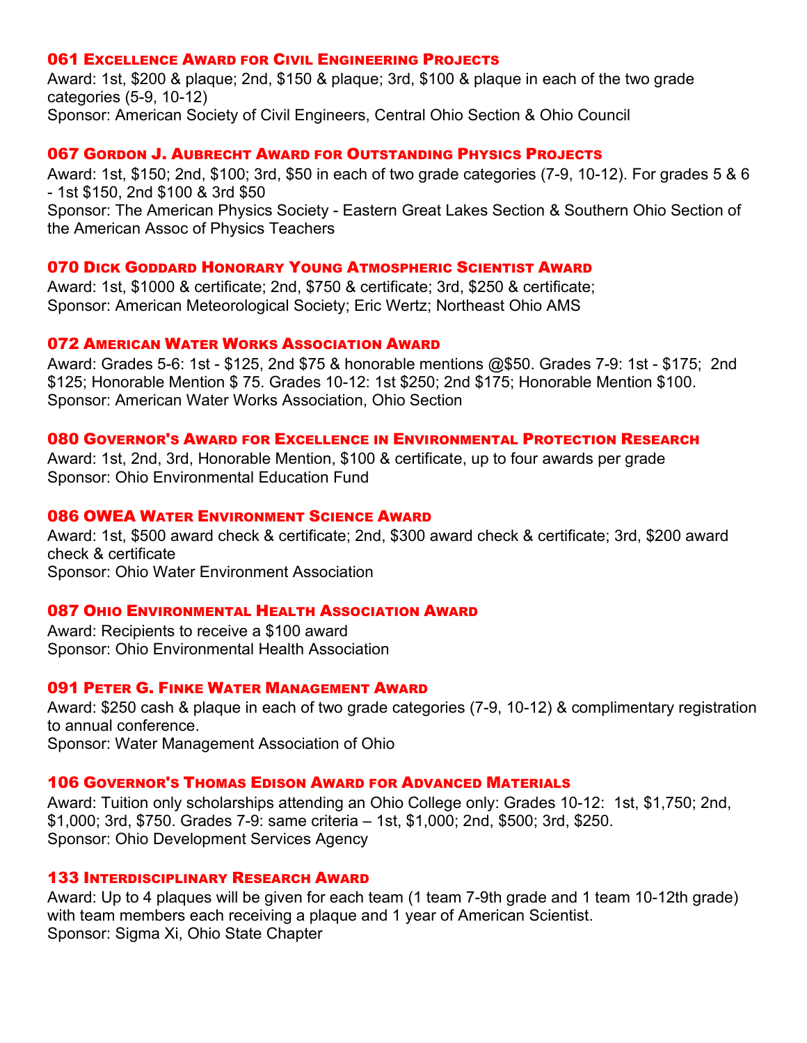### 061 Excellence Award for Civil Engineering Projects

Award: 1st, $200 & plaque; 2nd, $150 & plaque; 3rd, $100 & plaque in each of the two grade categories (5-9, 10-12)
Sponsor: American Society of Civil Engineers, Central Ohio Section & Ohio Council

### 067 Gordon J. Aubrecht Award for Outstanding Physics Projects

Award: 1st, $150; 2nd, $100; 3rd, $50 in each of two grade categories (7-9, 10-12). For grades 5 & 6 - 1st $150, 2nd $100 & 3rd $50
Sponsor: The American Physics Society - Eastern Great Lakes Section & Southern Ohio Section of the American Assoc of Physics Teachers

### 070 Dick Goddard Honorary Young Atmospheric Scientist Award

Award: 1st, $1000 & certificate; 2nd, $750 & certificate; 3rd, $250 & certificate;
Sponsor: American Meteorological Society; Eric Wertz; Northeast Ohio AMS

### 072 American Water Works Association Award

Award: Grades 5-6: 1st - $125, 2nd $75 & honorable mentions @$50. Grades 7-9: 1st - $175; 2nd $125; Honorable Mention $ 75. Grades 10-12: 1st $250; 2nd $175; Honorable Mention $100.
Sponsor: American Water Works Association, Ohio Section

### 080 Governor's Award for Excellence in Environmental Protection Research

Award: 1st, 2nd, 3rd, Honorable Mention, $100 & certificate, up to four awards per grade
Sponsor: Ohio Environmental Education Fund

### 086 OWEA Water Environment Science Award

Award: 1st, $500 award check & certificate; 2nd, $300 award check & certificate; 3rd, $200 award check & certificate
Sponsor: Ohio Water Environment Association

### 087 Ohio Environmental Health Association Award

Award: Recipients to receive a $100 award
Sponsor: Ohio Environmental Health Association

### 091 Peter G. Finke Water Management Award

Award: $250 cash & plaque in each of two grade categories (7-9, 10-12) & complimentary registration to annual conference.
Sponsor: Water Management Association of Ohio

### 106 Governor's Thomas Edison Award for Advanced Materials

Award: Tuition only scholarships attending an Ohio College only: Grades 10-12: 1st, $1,750; 2nd, $1,000; 3rd, $750. Grades 7-9: same criteria – 1st, $1,000; 2nd, $500; 3rd, $250.
Sponsor: Ohio Development Services Agency

### 133 Interdisciplinary Research Award

Award: Up to 4 plaques will be given for each team (1 team 7-9th grade and 1 team 10-12th grade) with team members each receiving a plaque and 1 year of American Scientist.
Sponsor: Sigma Xi, Ohio State Chapter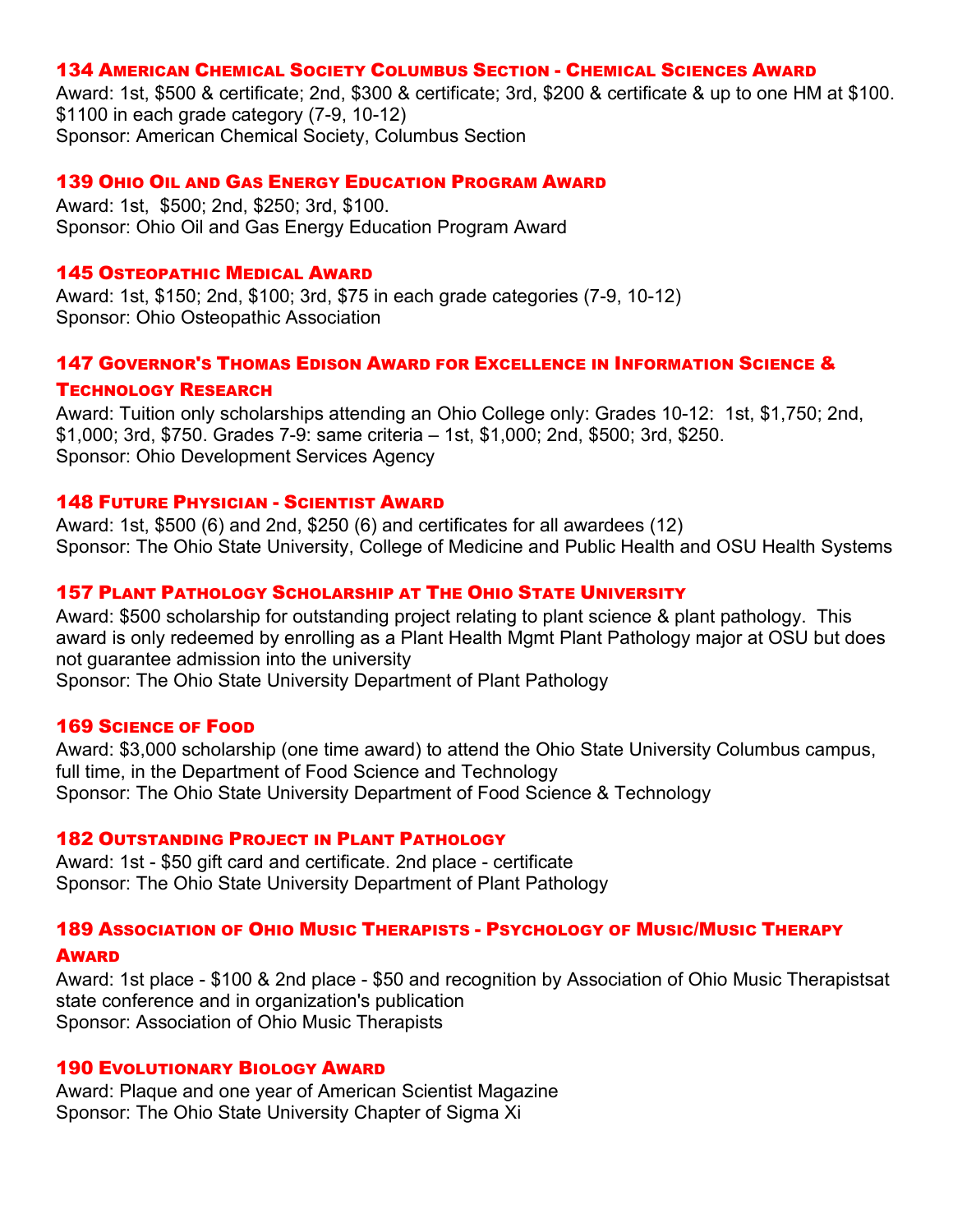### 134 American Chemical Society Columbus Section - Chemical Sciences Award

Award: 1st, $500 & certificate; 2nd, $300 & certificate; 3rd, $200 & certificate & up to one HM at $100. $1100 in each grade category (7-9, 10-12)
Sponsor: American Chemical Society, Columbus Section

### 139 Ohio Oil and Gas Energy Education Program Award

Award: 1st, $500; 2nd, $250; 3rd, $100.
Sponsor: Ohio Oil and Gas Energy Education Program Award

### 145 Osteopathic Medical Award

Award: 1st, $150; 2nd, $100; 3rd, $75 in each grade categories (7-9, 10-12)
Sponsor: Ohio Osteopathic Association

### 147 Governor's Thomas Edison Award for Excellence in Information Science & Technology Research

Award: Tuition only scholarships attending an Ohio College only: Grades 10-12: 1st, $1,750; 2nd, $1,000; 3rd, $750. Grades 7-9: same criteria – 1st, $1,000; 2nd, $500; 3rd, $250.
Sponsor: Ohio Development Services Agency

### 148 Future Physician - Scientist Award

Award: 1st, $500 (6) and 2nd, $250 (6) and certificates for all awardees (12)
Sponsor: The Ohio State University, College of Medicine and Public Health and OSU Health Systems

### 157 Plant Pathology Scholarship at The Ohio State University

Award: $500 scholarship for outstanding project relating to plant science & plant pathology. This award is only redeemed by enrolling as a Plant Health Mgmt Plant Pathology major at OSU but does not guarantee admission into the university
Sponsor: The Ohio State University Department of Plant Pathology

### 169 Science of Food

Award: $3,000 scholarship (one time award) to attend the Ohio State University Columbus campus, full time, in the Department of Food Science and Technology
Sponsor: The Ohio State University Department of Food Science & Technology

### 182 Outstanding Project in Plant Pathology

Award: 1st - $50 gift card and certificate. 2nd place - certificate
Sponsor: The Ohio State University Department of Plant Pathology

### 189 Association of Ohio Music Therapists - Psychology of Music/Music Therapy Award

Award: 1st place - $100 & 2nd place - $50 and recognition by Association of Ohio Music Therapistsat state conference and in organization's publication
Sponsor: Association of Ohio Music Therapists

### 190 Evolutionary Biology Award

Award: Plaque and one year of American Scientist Magazine
Sponsor: The Ohio State University Chapter of Sigma Xi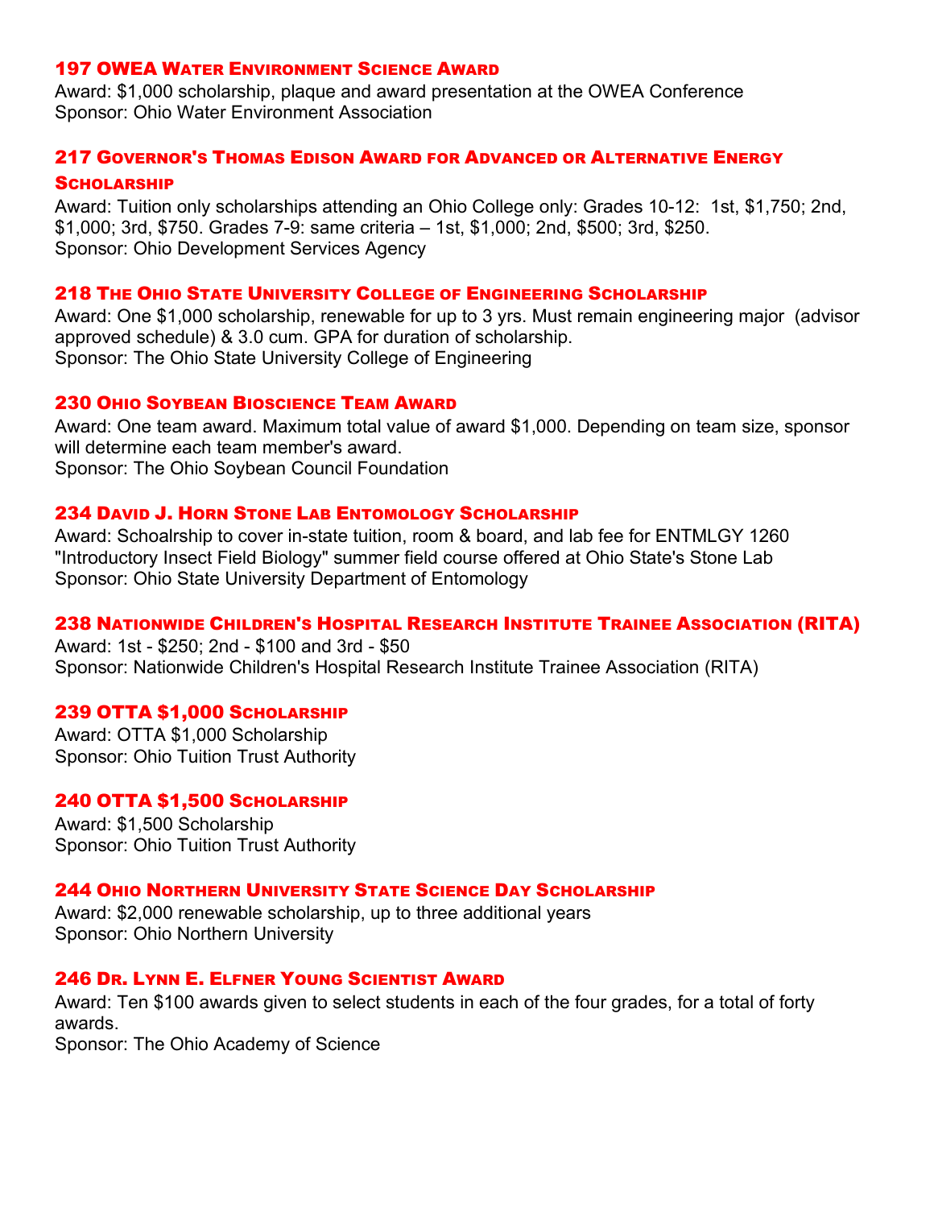### 197 OWEA Water Environment Science Award

Award: $1,000 scholarship, plaque and award presentation at the OWEA Conference
Sponsor: Ohio Water Environment Association

### 217 Governor's Thomas Edison Award for Advanced or Alternative Energy Scholarship

Award: Tuition only scholarships attending an Ohio College only: Grades 10-12: 1st, $1,750; 2nd, $1,000; 3rd, $750. Grades 7-9: same criteria – 1st, $1,000; 2nd, $500; 3rd, $250.
Sponsor: Ohio Development Services Agency

### 218 The Ohio State University College of Engineering Scholarship

Award: One $1,000 scholarship, renewable for up to 3 yrs. Must remain engineering major (advisor approved schedule) & 3.0 cum. GPA for duration of scholarship.
Sponsor: The Ohio State University College of Engineering

### 230 Ohio Soybean Bioscience Team Award

Award: One team award. Maximum total value of award $1,000. Depending on team size, sponsor will determine each team member's award.
Sponsor: The Ohio Soybean Council Foundation

### 234 David J. Horn Stone Lab Entomology Scholarship

Award: Schoalrship to cover in-state tuition, room & board, and lab fee for ENTMLGY 1260 "Introductory Insect Field Biology" summer field course offered at Ohio State's Stone Lab
Sponsor: Ohio State University Department of Entomology

### 238 Nationwide Children's Hospital Research Institute Trainee Association (RITA)

Award: 1st - $250; 2nd - $100 and 3rd - $50
Sponsor: Nationwide Children's Hospital Research Institute Trainee Association (RITA)

### 239 OTTA $1,000 Scholarship

Award: OTTA $1,000 Scholarship
Sponsor: Ohio Tuition Trust Authority

### 240 OTTA $1,500 Scholarship

Award: $1,500 Scholarship
Sponsor: Ohio Tuition Trust Authority

### 244 Ohio Northern University State Science Day Scholarship

Award: $2,000 renewable scholarship, up to three additional years
Sponsor: Ohio Northern University

### 246 Dr. Lynn E. Elfner Young Scientist Award

Award: Ten $100 awards given to select students in each of the four grades, for a total of forty awards.
Sponsor: The Ohio Academy of Science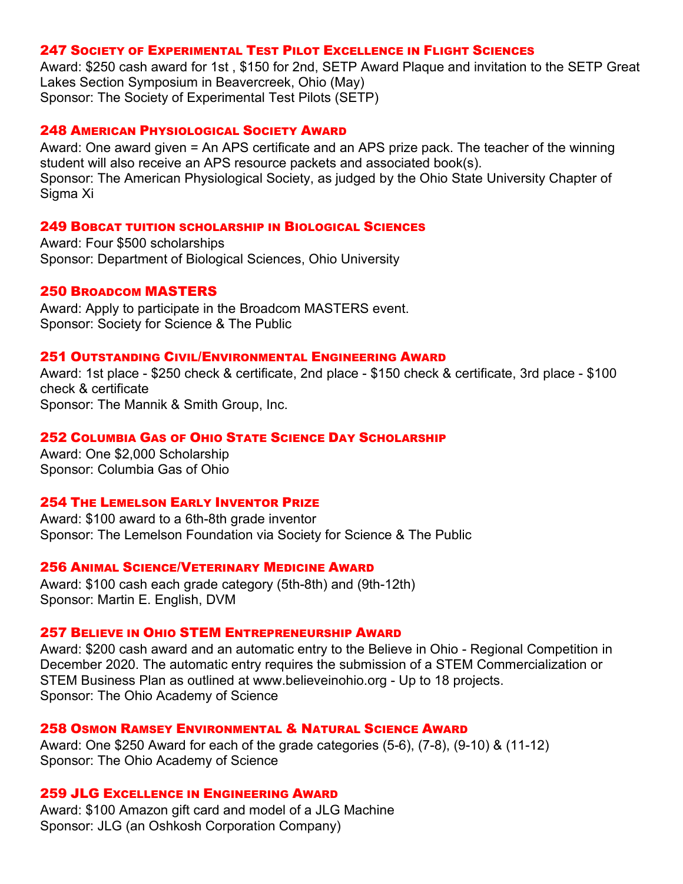### 247 Society of Experimental Test Pilot Excellence in Flight Sciences

Award: $250 cash award for 1st , $150 for 2nd, SETP Award Plaque and invitation to the SETP Great Lakes Section Symposium in Beavercreek, Ohio (May)
Sponsor: The Society of Experimental Test Pilots (SETP)

### 248 American Physiological Society Award

Award: One award given = An APS certificate and an APS prize pack. The teacher of the winning student will also receive an APS resource packets and associated book(s).
Sponsor: The American Physiological Society, as judged by the Ohio State University Chapter of Sigma Xi

### 249 Bobcat tuition scholarship in Biological Sciences

Award: Four $500 scholarships
Sponsor: Department of Biological Sciences, Ohio University

### 250 Broadcom MASTERS

Award: Apply to participate in the Broadcom MASTERS event.
Sponsor: Society for Science & The Public

### 251 Outstanding Civil/Environmental Engineering Award

Award: 1st place - $250 check & certificate, 2nd place - $150 check & certificate, 3rd place - $100 check & certificate
Sponsor: The Mannik & Smith Group, Inc.

### 252 Columbia Gas of Ohio State Science Day Scholarship

Award: One $2,000 Scholarship
Sponsor: Columbia Gas of Ohio

### 254 The Lemelson Early Inventor Prize

Award: $100 award to a 6th-8th grade inventor
Sponsor: The Lemelson Foundation via Society for Science & The Public

### 256 Animal Science/Veterinary Medicine Award

Award: $100 cash each grade category (5th-8th) and (9th-12th)
Sponsor: Martin E. English, DVM

### 257 Believe in Ohio STEM Entrepreneurship Award

Award: $200 cash award and an automatic entry to the Believe in Ohio - Regional Competition in December 2020. The automatic entry requires the submission of a STEM Commercialization or STEM Business Plan as outlined at www.believeinohio.org - Up to 18 projects.
Sponsor: The Ohio Academy of Science

### 258 Osmon Ramsey Environmental & Natural Science Award

Award: One $250 Award for each of the grade categories (5-6), (7-8), (9-10) & (11-12)
Sponsor: The Ohio Academy of Science

### 259 JLG Excellence in Engineering Award

Award: $100 Amazon gift card and model of a JLG Machine
Sponsor: JLG (an Oshkosh Corporation Company)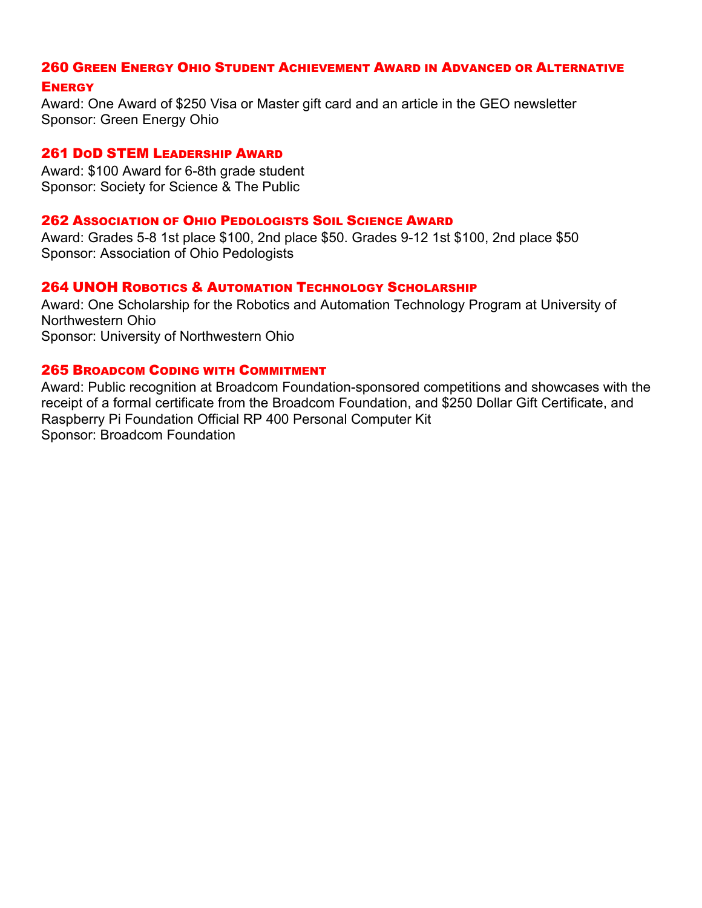### 260 Green Energy Ohio Student Achievement Award in Advanced or Alternative Energy

Award: One Award of $250 Visa or Master gift card and an article in the GEO newsletter
Sponsor: Green Energy Ohio

### 261 DoD STEM Leadership Award

Award: $100 Award for 6-8th grade student
Sponsor: Society for Science & The Public

### 262 Association of Ohio Pedologists Soil Science Award

Award: Grades 5-8 1st place $100, 2nd place $50. Grades 9-12 1st $100, 2nd place $50
Sponsor: Association of Ohio Pedologists

### 264 UNOH Robotics & Automation Technology Scholarship

Award: One Scholarship for the Robotics and Automation Technology Program at University of Northwestern Ohio
Sponsor: University of Northwestern Ohio

### 265 Broadcom Coding with Commitment

Award: Public recognition at Broadcom Foundation-sponsored competitions and showcases with the receipt of a formal certificate from the Broadcom Foundation, and $250 Dollar Gift Certificate, and Raspberry Pi Foundation Official RP 400 Personal Computer Kit
Sponsor: Broadcom Foundation